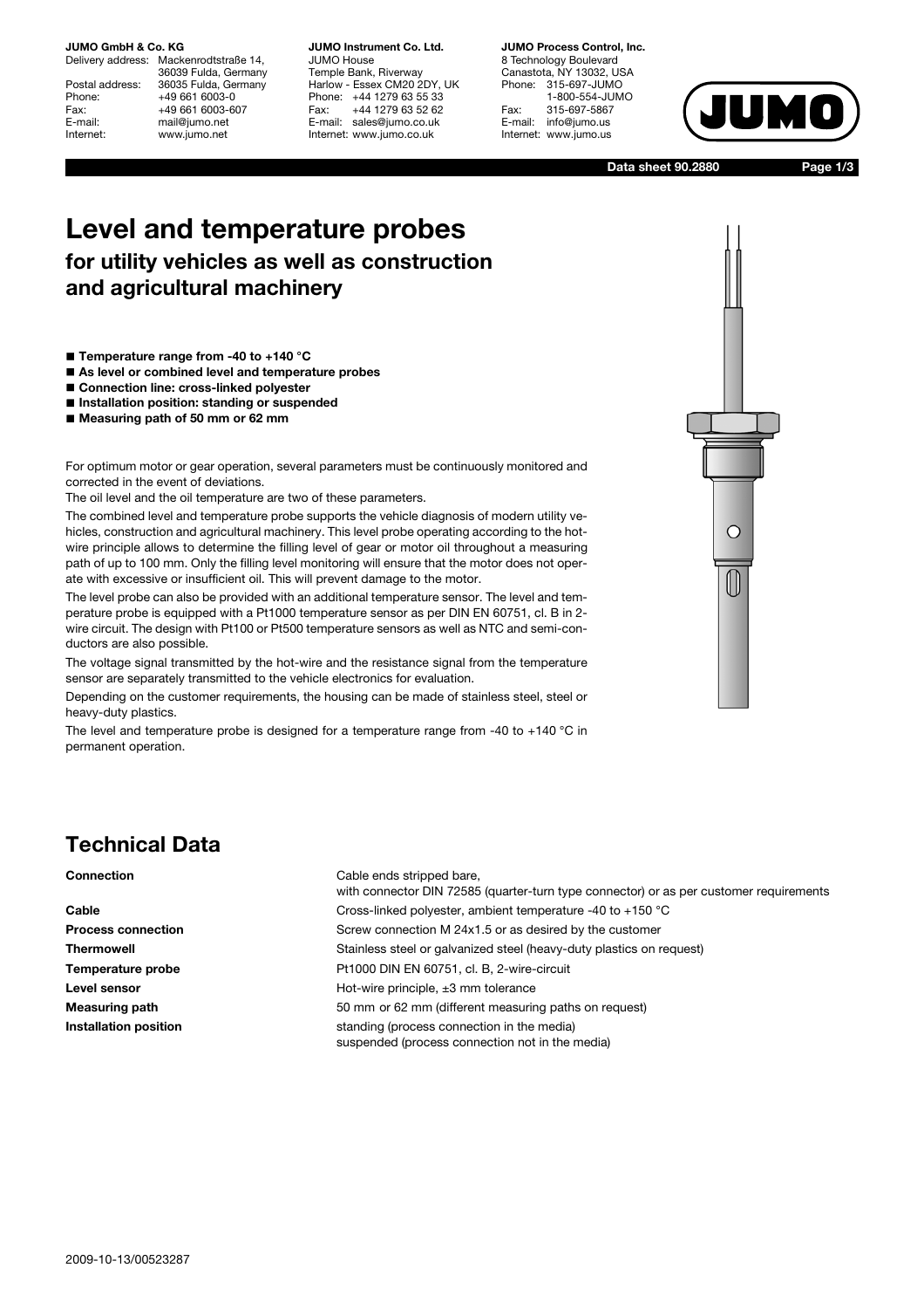**JUMO GmbH & Co. KG**
Delivery address: Mackenrodtstraße 14, 36039 Fulda, Germany
Postal address: 36035 Fulda, Germany
Phone: +49 661 6003-0
Fax: +49 661 6003-607
E-mail: mail@jumo.net
Internet: www.jumo.net

**JUMO Instrument Co. Ltd.**
JUMO House
Temple Bank, Riverway
Harlow - Essex CM20 2DY, UK
Phone: +44 1279 63 55 33
Fax: +44 1279 63 52 62
E-mail: sales@jumo.co.uk
Internet: www.jumo.co.uk

**JUMO Process Control, Inc.**
8 Technology Boulevard
Canastota, NY 13032, USA
Phone: 315-697-JUMO
1-800-554-JUMO
Fax: 315-697-5867
E-mail: info@jumo.us
Internet: www.jumo.us

**Data sheet 90.2880**

# Level and temperature probes

## for utility vehicles as well as construction and agricultural machinery

- **Temperature range from -40 to +140 °C**
- **As level or combined level and temperature probes**
- **Connection line: cross-linked polyester**
- **Installation position: standing or suspended**
- **Measuring path of 50 mm or 62 mm**

For optimum motor or gear operation, several parameters must be continuously monitored and corrected in the event of deviations.

The oil level and the oil temperature are two of these parameters.

The combined level and temperature probe supports the vehicle diagnosis of modern utility vehicles, construction and agricultural machinery. This level probe operating according to the hot-wire principle allows to determine the filling level of gear or motor oil throughout a measuring path of up to 100 mm. Only the filling level monitoring will ensure that the motor does not operate with excessive or insufficient oil. This will prevent damage to the motor.

The level probe can also be provided with an additional temperature sensor. The level and temperature probe is equipped with a Pt1000 temperature sensor as per DIN EN 60751, cl. B in 2-wire circuit. The design with Pt100 or Pt500 temperature sensors as well as NTC and semi-conductors are also possible.

The voltage signal transmitted by the hot-wire and the resistance signal from the temperature sensor are separately transmitted to the vehicle electronics for evaluation.

Depending on the customer requirements, the housing can be made of stainless steel, steel or heavy-duty plastics.

The level and temperature probe is designed for a temperature range from -40 to +140 °C in permanent operation.

## Technical Data

| | |
|---|---|
| **Connection** | Cable ends stripped bare, with connector DIN 72585 (quarter-turn type connector) or as per customer requirements |
| **Cable** | Cross-linked polyester, ambient temperature -40 to +150 °C |
| **Process connection** | Screw connection M 24x1.5 or as desired by the customer |
| **Thermowell** | Stainless steel or galvanized steel (heavy-duty plastics on request) |
| **Temperature probe** | Pt1000 DIN EN 60751, cl. B, 2-wire-circuit |
| **Level sensor** | Hot-wire principle, ±3 mm tolerance |
| **Measuring path** | 50 mm or 62 mm (different measuring paths on request) |
| **Installation position** | standing (process connection in the media)<br>suspended (process connection not in the media) |

2009-10-13/00523287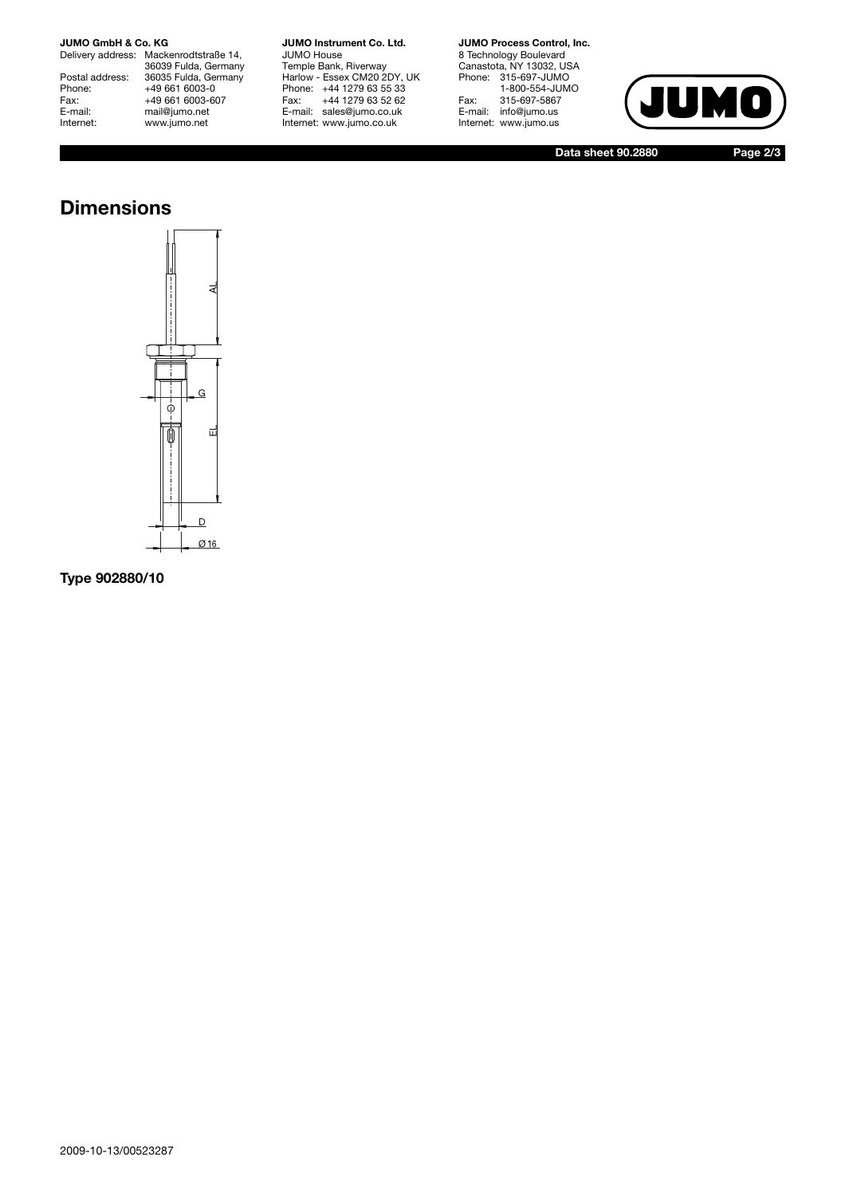## Dimensions

AL

G

EL

D

Ø 16

**Type 902880/10**

2009-10-13/00523287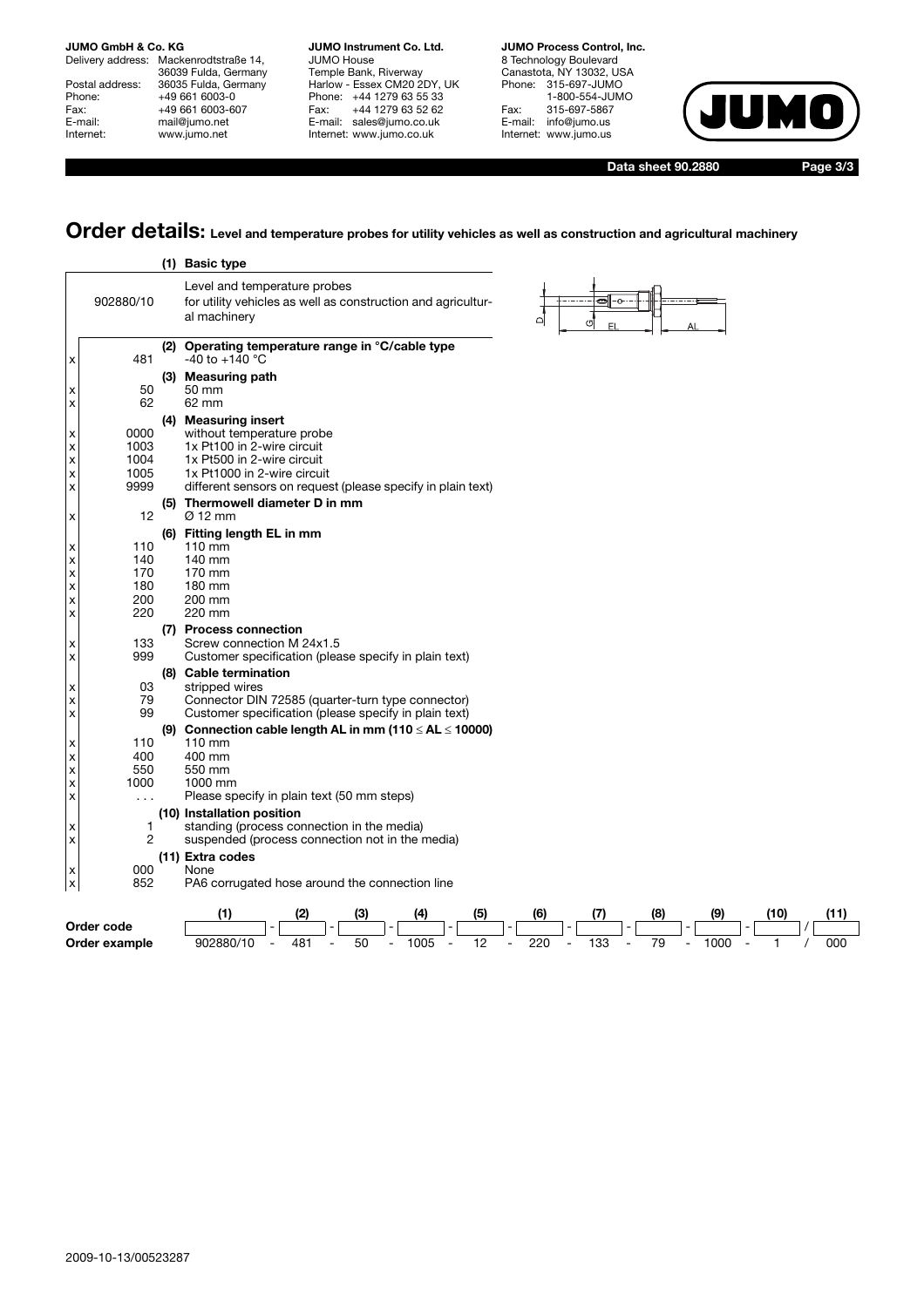# Order details: Level and temperature probes for utility vehicles as well as construction and agricultural machinery

| | | |
|---|---|---|
| | | **(1) Basic type** |
| | 902880/10 | Level and temperature probes for utility vehicles as well as construction and agricultural machinery |
| | | **(2) Operating temperature range in °C/cable type** |
| x | 481 | -40 to +140 °C |
| | | **(3) Measuring path** |
| x | 50 | 50 mm |
| x | 62 | 62 mm |
| | | **(4) Measuring insert** |
| x | 0000 | without temperature probe |
| x | 1003 | 1x Pt100 in 2-wire circuit |
| x | 1004 | 1x Pt500 in 2-wire circuit |
| x | 1005 | 1x Pt1000 in 2-wire circuit |
| x | 9999 | different sensors on request (please specify in plain text) |
| | | **(5) Thermowell diameter D in mm** |
| x | 12 | Ø 12 mm |
| | | **(6) Fitting length EL in mm** |
| x | 110 | 110 mm |
| x | 140 | 140 mm |
| x | 170 | 170 mm |
| x | 180 | 180 mm |
| x | 200 | 200 mm |
| x | 220 | 220 mm |
| | | **(7) Process connection** |
| x | 133 | Screw connection M 24x1.5 |
| x | 999 | Customer specification (please specify in plain text) |
| | | **(8) Cable termination** |
| x | 03 | stripped wires |
| x | 79 | Connector DIN 72585 (quarter-turn type connector) |
| x | 99 | Customer specification (please specify in plain text) |
| | | **(9) Connection cable length AL in mm (110 ≤ AL ≤ 10000)** |
| x | 110 | 110 mm |
| x | 400 | 400 mm |
| x | 550 | 550 mm |
| x | 1000 | 1000 mm |
| x | ... | Please specify in plain text (50 mm steps) |
| | | **(10) Installation position** |
| x | 1 | standing (process connection in the media) |
| x | 2 | suspended (process connection not in the media) |
| | | **(11) Extra codes** |
| x | 000 | None |
| x | 852 | PA6 corrugated hose around the connection line |

D
G
EL
AL

| | (1) | | (2) | | (3) | | (4) | | (5) | | (6) | | (7) | | (8) | | (9) | | (10) | | (11) |
|---|---|---|---|---|---|---|---|---|---|---|---|---|---|---|---|---|---|---|---|---|---|
| **Order code** | | - | | - | | - | | - | | - | | - | | - | | - | | - | | / | |
| **Order example** | 902880/10 | - | 481 | - | 50 | - | 1005 | - | 12 | - | 220 | - | 133 | - | 79 | - | 1000 | - | 1 | / | 000 |

2009-10-13/00523287